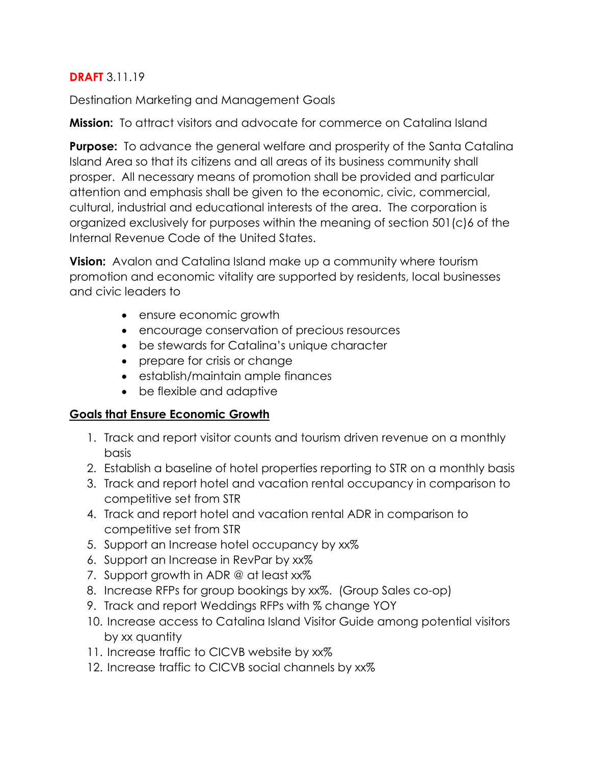**DRAFT** 3.11.19

Destination Marketing and Management Goals

**Mission:** To attract visitors and advocate for commerce on Catalina Island

**Purpose:** To advance the general welfare and prosperity of the Santa Catalina Island Area so that its citizens and all areas of its business community shall prosper. All necessary means of promotion shall be provided and particular attention and emphasis shall be given to the economic, civic, commercial, cultural, industrial and educational interests of the area. The corporation is organized exclusively for purposes within the meaning of section 501(c)6 of the Internal Revenue Code of the United States.

**Vision:** Avalon and Catalina Island make up a community where tourism promotion and economic vitality are supported by residents, local businesses and civic leaders to

- ensure economic growth
- encourage conservation of precious resources
- be stewards for Catalina's unique character
- prepare for crisis or change
- establish/maintain ample finances
- be flexible and adaptive

## Goals that Ensure Economic Growth

1. Track and report visitor counts and tourism driven revenue on a monthly basis
2. Establish a baseline of hotel properties reporting to STR on a monthly basis
3. Track and report hotel and vacation rental occupancy in comparison to competitive set from STR
4. Track and report hotel and vacation rental ADR in comparison to competitive set from STR
5. Support an Increase hotel occupancy by xx%
6. Support an Increase in RevPar by xx%
7. Support growth in ADR @ at least xx%
8. Increase RFPs for group bookings by xx%. (Group Sales co-op)
9. Track and report Weddings RFPs with % change YOY
10. Increase access to Catalina Island Visitor Guide among potential visitors by xx quantity
11. Increase traffic to CICVB website by xx%
12. Increase traffic to CICVB social channels by xx%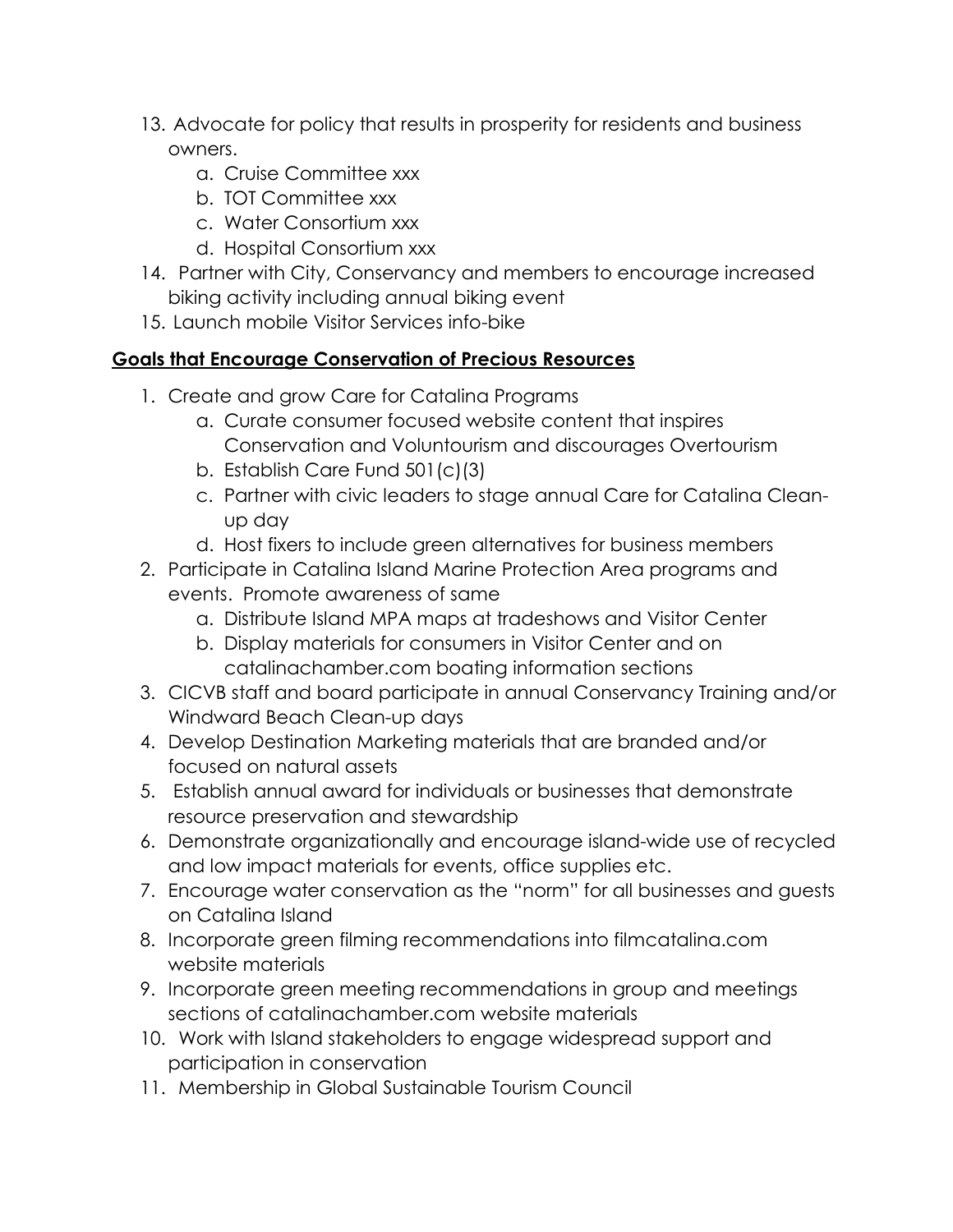13. Advocate for policy that results in prosperity for residents and business owners.
    a. Cruise Committee xxx
    b. TOT Committee xxx
    c. Water Consortium xxx
    d. Hospital Consortium xxx
14. Partner with City, Conservancy and members to encourage increased biking activity including annual biking event
15. Launch mobile Visitor Services info-bike

**Goals that Encourage Conservation of Precious Resources**

1. Create and grow Care for Catalina Programs
    a. Curate consumer focused website content that inspires Conservation and Voluntourism and discourages Overtourism
    b. Establish Care Fund 501(c)(3)
    c. Partner with civic leaders to stage annual Care for Catalina Clean-up day
    d. Host fixers to include green alternatives for business members
2. Participate in Catalina Island Marine Protection Area programs and events. Promote awareness of same
    a. Distribute Island MPA maps at tradeshows and Visitor Center
    b. Display materials for consumers in Visitor Center and on catalinachamber.com boating information sections
3. CICVB staff and board participate in annual Conservancy Training and/or Windward Beach Clean-up days
4. Develop Destination Marketing materials that are branded and/or focused on natural assets
5. Establish annual award for individuals or businesses that demonstrate resource preservation and stewardship
6. Demonstrate organizationally and encourage island-wide use of recycled and low impact materials for events, office supplies etc.
7. Encourage water conservation as the "norm" for all businesses and guests on Catalina Island
8. Incorporate green filming recommendations into filmcatalina.com website materials
9. Incorporate green meeting recommendations in group and meetings sections of catalinachamber.com website materials
10. Work with Island stakeholders to engage widespread support and participation in conservation
11. Membership in Global Sustainable Tourism Council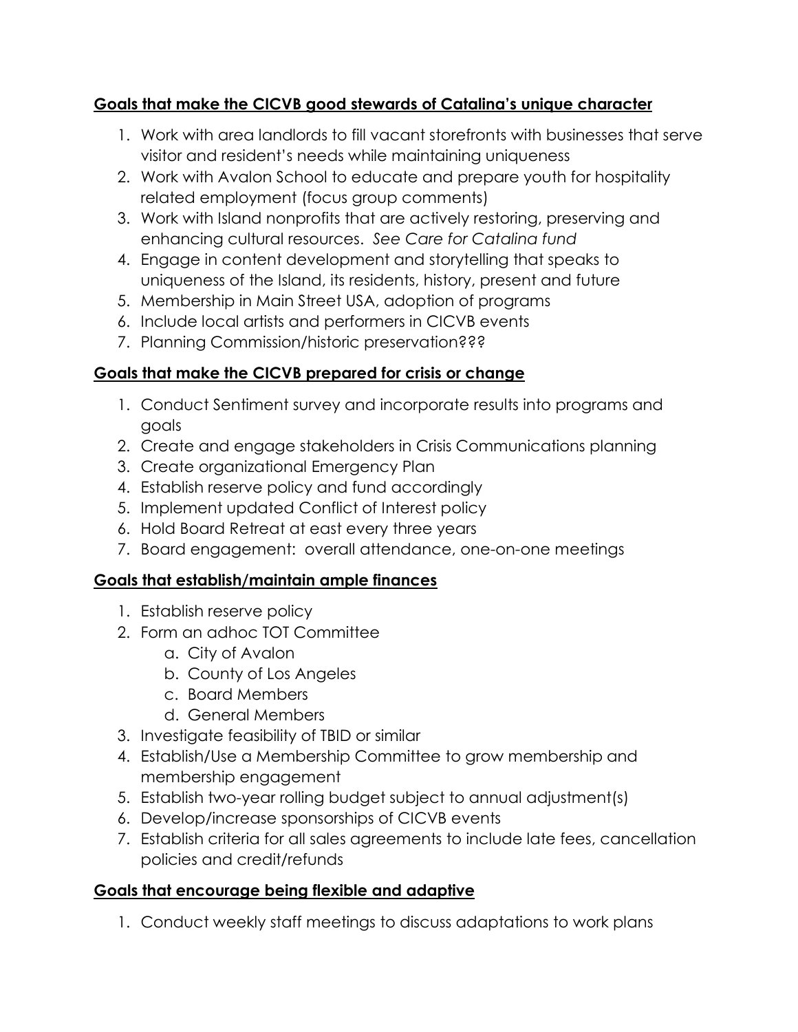**Goals that make the CICVB good stewards of Catalina's unique character**

1. Work with area landlords to fill vacant storefronts with businesses that serve visitor and resident's needs while maintaining uniqueness
2. Work with Avalon School to educate and prepare youth for hospitality related employment (focus group comments)
3. Work with Island nonprofits that are actively restoring, preserving and enhancing cultural resources. *See Care for Catalina fund*
4. Engage in content development and storytelling that speaks to uniqueness of the Island, its residents, history, present and future
5. Membership in Main Street USA, adoption of programs
6. Include local artists and performers in CICVB events
7. Planning Commission/historic preservation???

**Goals that make the CICVB prepared for crisis or change**

1. Conduct Sentiment survey and incorporate results into programs and goals
2. Create and engage stakeholders in Crisis Communications planning
3. Create organizational Emergency Plan
4. Establish reserve policy and fund accordingly
5. Implement updated Conflict of Interest policy
6. Hold Board Retreat at east every three years
7. Board engagement: overall attendance, one-on-one meetings

**Goals that establish/maintain ample finances**

1. Establish reserve policy
2. Form an adhoc TOT Committee
    a. City of Avalon
    b. County of Los Angeles
    c. Board Members
    d. General Members
3. Investigate feasibility of TBID or similar
4. Establish/Use a Membership Committee to grow membership and membership engagement
5. Establish two-year rolling budget subject to annual adjustment(s)
6. Develop/increase sponsorships of CICVB events
7. Establish criteria for all sales agreements to include late fees, cancellation policies and credit/refunds

**Goals that encourage being flexible and adaptive**

1. Conduct weekly staff meetings to discuss adaptations to work plans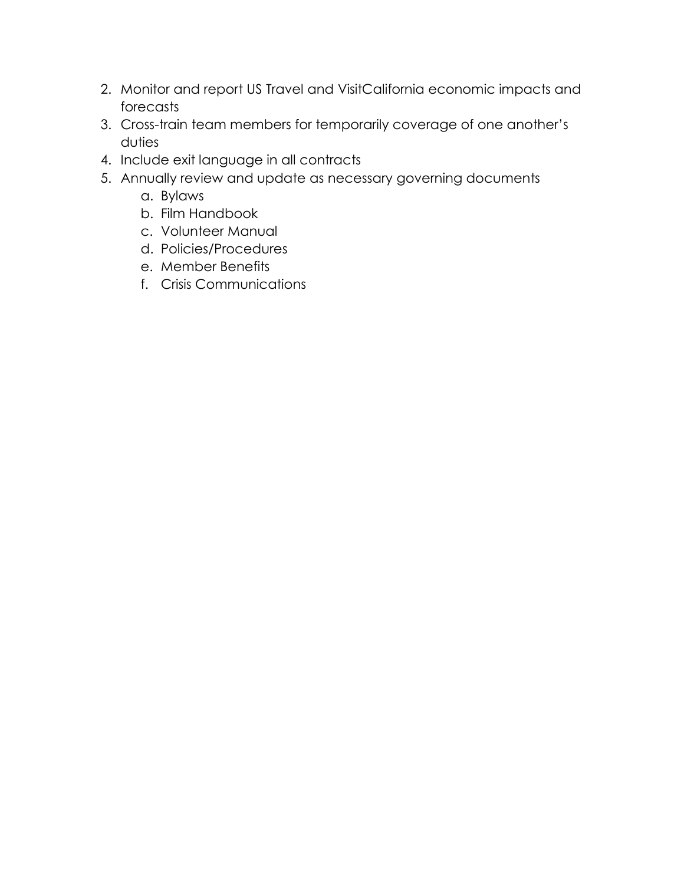2. Monitor and report US Travel and VisitCalifornia economic impacts and forecasts
3. Cross-train team members for temporarily coverage of one another's duties
4. Include exit language in all contracts
5. Annually review and update as necessary governing documents
    a. Bylaws
    b. Film Handbook
    c. Volunteer Manual
    d. Policies/Procedures
    e. Member Benefits
    f. Crisis Communications